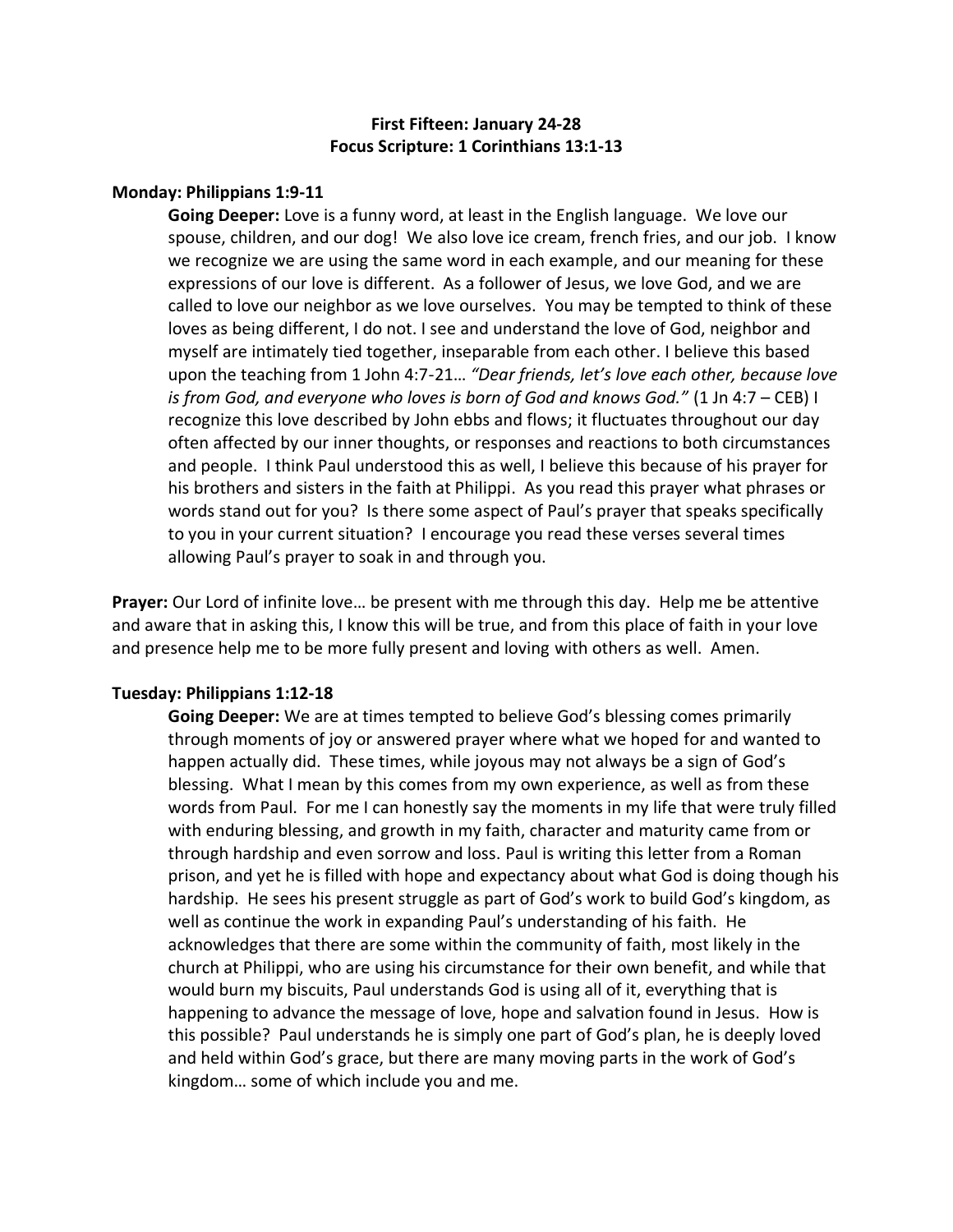**First Fifteen: January 24-28**
**Focus Scripture: 1 Corinthians 13:1-13**

**Monday: Philippians 1:9-11**

**Going Deeper:** Love is a funny word, at least in the English language. We love our spouse, children, and our dog! We also love ice cream, french fries, and our job. I know we recognize we are using the same word in each example, and our meaning for these expressions of our love is different. As a follower of Jesus, we love God, and we are called to love our neighbor as we love ourselves. You may be tempted to think of these loves as being different, I do not. I see and understand the love of God, neighbor and myself are intimately tied together, inseparable from each other. I believe this based upon the teaching from 1 John 4:7-21… *"Dear friends, let's love each other, because love is from God, and everyone who loves is born of God and knows God."* (1 Jn 4:7 – CEB) I recognize this love described by John ebbs and flows; it fluctuates throughout our day often affected by our inner thoughts, or responses and reactions to both circumstances and people. I think Paul understood this as well, I believe this because of his prayer for his brothers and sisters in the faith at Philippi. As you read this prayer what phrases or words stand out for you? Is there some aspect of Paul's prayer that speaks specifically to you in your current situation? I encourage you read these verses several times allowing Paul's prayer to soak in and through you.

**Prayer:** Our Lord of infinite love… be present with me through this day. Help me be attentive and aware that in asking this, I know this will be true, and from this place of faith in your love and presence help me to be more fully present and loving with others as well. Amen.

**Tuesday: Philippians 1:12-18**

**Going Deeper:** We are at times tempted to believe God's blessing comes primarily through moments of joy or answered prayer where what we hoped for and wanted to happen actually did. These times, while joyous may not always be a sign of God's blessing. What I mean by this comes from my own experience, as well as from these words from Paul. For me I can honestly say the moments in my life that were truly filled with enduring blessing, and growth in my faith, character and maturity came from or through hardship and even sorrow and loss. Paul is writing this letter from a Roman prison, and yet he is filled with hope and expectancy about what God is doing though his hardship. He sees his present struggle as part of God's work to build God's kingdom, as well as continue the work in expanding Paul's understanding of his faith. He acknowledges that there are some within the community of faith, most likely in the church at Philippi, who are using his circumstance for their own benefit, and while that would burn my biscuits, Paul understands God is using all of it, everything that is happening to advance the message of love, hope and salvation found in Jesus. How is this possible? Paul understands he is simply one part of God's plan, he is deeply loved and held within God's grace, but there are many moving parts in the work of God's kingdom… some of which include you and me.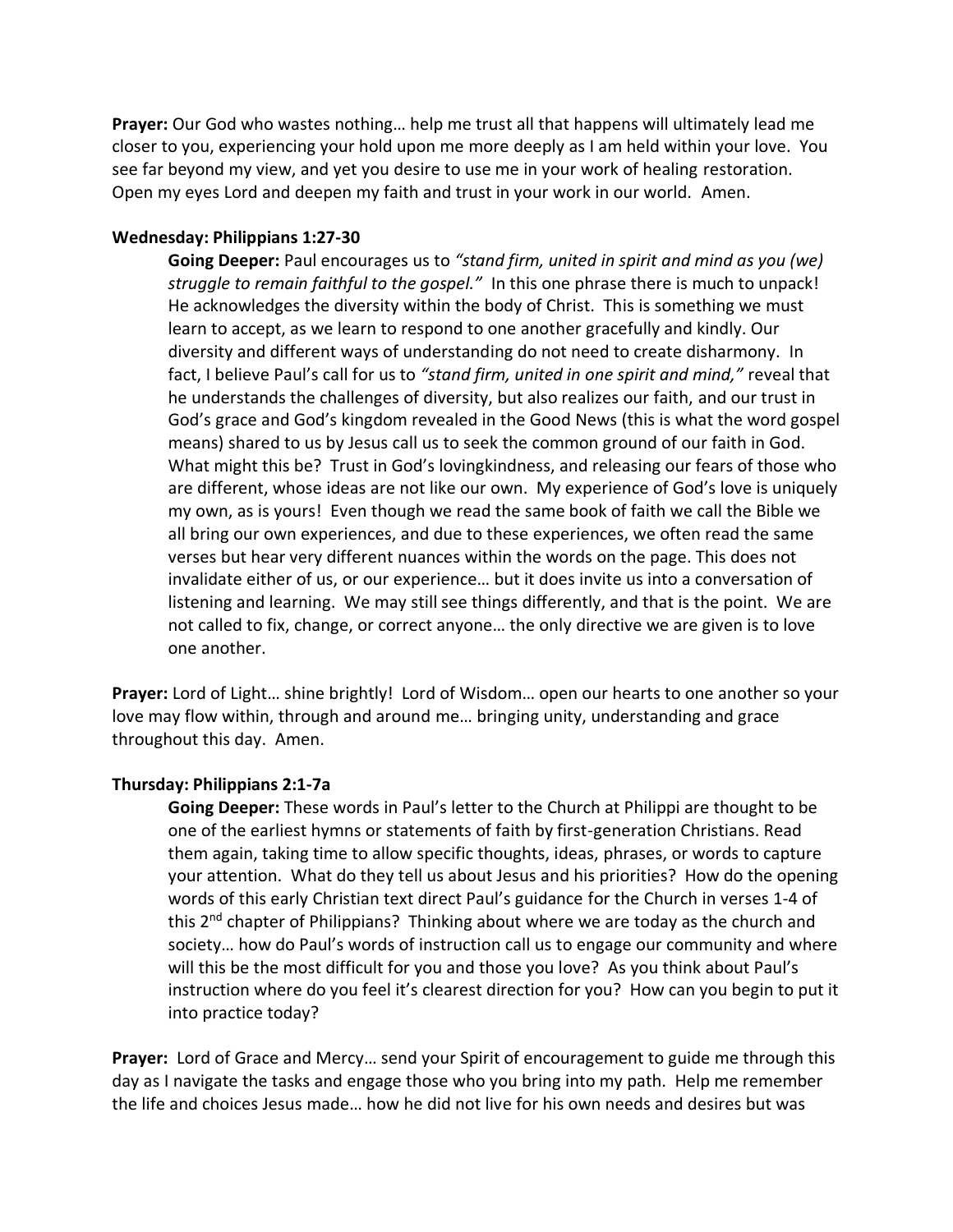**Prayer:** Our God who wastes nothing… help me trust all that happens will ultimately lead me closer to you, experiencing your hold upon me more deeply as I am held within your love. You see far beyond my view, and yet you desire to use me in your work of healing restoration. Open my eyes Lord and deepen my faith and trust in your work in our world. Amen.

**Wednesday: Philippians 1:27-30**

> **Going Deeper:** Paul encourages us to *"stand firm, united in spirit and mind as you (we) struggle to remain faithful to the gospel."* In this one phrase there is much to unpack! He acknowledges the diversity within the body of Christ. This is something we must learn to accept, as we learn to respond to one another gracefully and kindly. Our diversity and different ways of understanding do not need to create disharmony. In fact, I believe Paul's call for us to *"stand firm, united in one spirit and mind,"* reveal that he understands the challenges of diversity, but also realizes our faith, and our trust in God's grace and God's kingdom revealed in the Good News (this is what the word gospel means) shared to us by Jesus call us to seek the common ground of our faith in God. What might this be? Trust in God's lovingkindness, and releasing our fears of those who are different, whose ideas are not like our own. My experience of God's love is uniquely my own, as is yours! Even though we read the same book of faith we call the Bible we all bring our own experiences, and due to these experiences, we often read the same verses but hear very different nuances within the words on the page. This does not invalidate either of us, or our experience… but it does invite us into a conversation of listening and learning. We may still see things differently, and that is the point. We are not called to fix, change, or correct anyone… the only directive we are given is to love one another.

**Prayer:** Lord of Light… shine brightly! Lord of Wisdom… open our hearts to one another so your love may flow within, through and around me… bringing unity, understanding and grace throughout this day. Amen.

**Thursday: Philippians 2:1-7a**

> **Going Deeper:** These words in Paul's letter to the Church at Philippi are thought to be one of the earliest hymns or statements of faith by first-generation Christians. Read them again, taking time to allow specific thoughts, ideas, phrases, or words to capture your attention. What do they tell us about Jesus and his priorities? How do the opening words of this early Christian text direct Paul's guidance for the Church in verses 1-4 of this 2nd chapter of Philippians? Thinking about where we are today as the church and society… how do Paul's words of instruction call us to engage our community and where will this be the most difficult for you and those you love? As you think about Paul's instruction where do you feel it's clearest direction for you? How can you begin to put it into practice today?

**Prayer:** Lord of Grace and Mercy… send your Spirit of encouragement to guide me through this day as I navigate the tasks and engage those who you bring into my path. Help me remember the life and choices Jesus made… how he did not live for his own needs and desires but was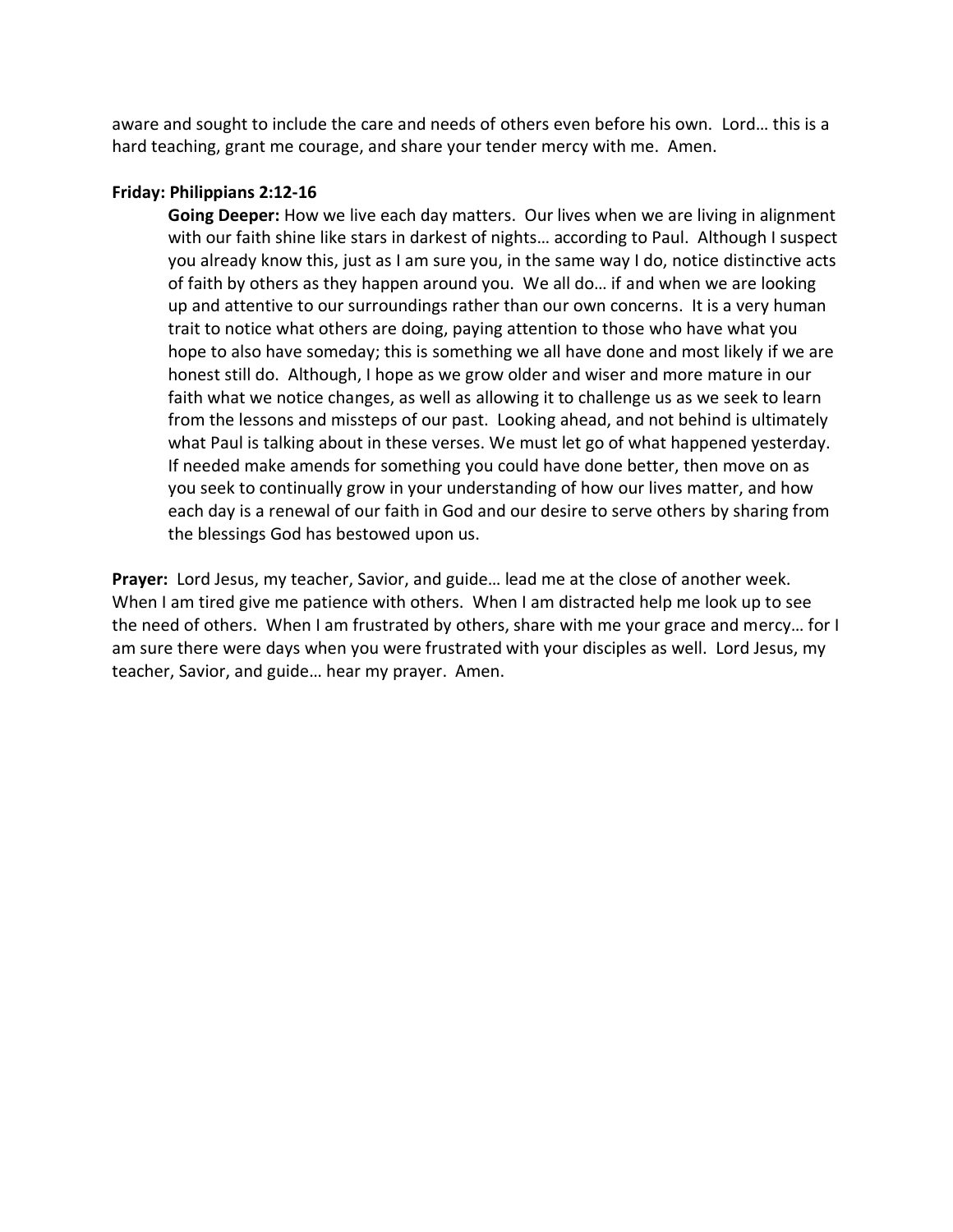aware and sought to include the care and needs of others even before his own. Lord… this is a hard teaching, grant me courage, and share your tender mercy with me. Amen.

**Friday: Philippians 2:12-16**

**Going Deeper:** How we live each day matters. Our lives when we are living in alignment with our faith shine like stars in darkest of nights… according to Paul. Although I suspect you already know this, just as I am sure you, in the same way I do, notice distinctive acts of faith by others as they happen around you. We all do… if and when we are looking up and attentive to our surroundings rather than our own concerns. It is a very human trait to notice what others are doing, paying attention to those who have what you hope to also have someday; this is something we all have done and most likely if we are honest still do. Although, I hope as we grow older and wiser and more mature in our faith what we notice changes, as well as allowing it to challenge us as we seek to learn from the lessons and missteps of our past. Looking ahead, and not behind is ultimately what Paul is talking about in these verses. We must let go of what happened yesterday. If needed make amends for something you could have done better, then move on as you seek to continually grow in your understanding of how our lives matter, and how each day is a renewal of our faith in God and our desire to serve others by sharing from the blessings God has bestowed upon us.

**Prayer:** Lord Jesus, my teacher, Savior, and guide… lead me at the close of another week. When I am tired give me patience with others. When I am distracted help me look up to see the need of others. When I am frustrated by others, share with me your grace and mercy… for I am sure there were days when you were frustrated with your disciples as well. Lord Jesus, my teacher, Savior, and guide… hear my prayer. Amen.